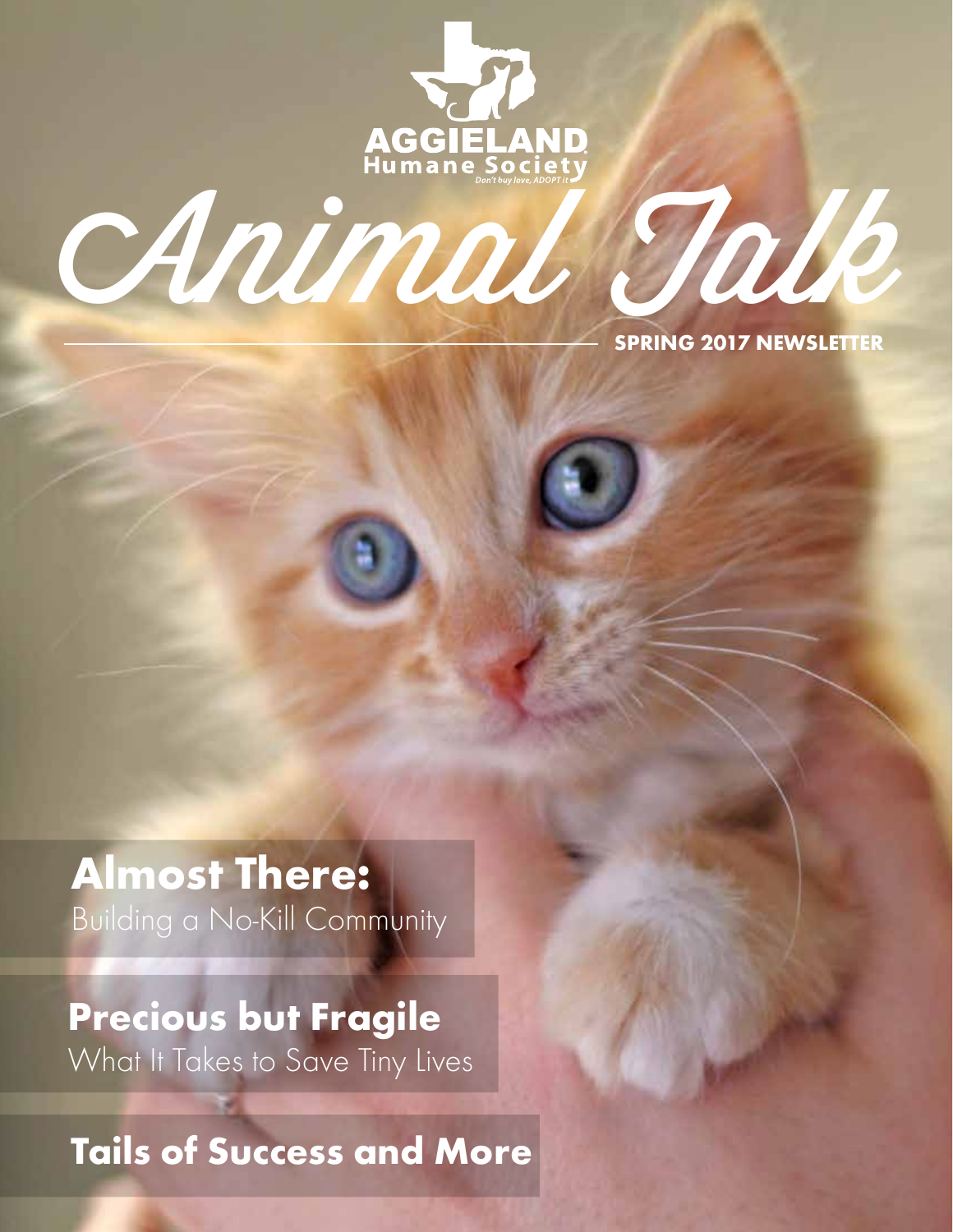AGGIELAND Humane Society

*Don't buy love, ADOPT it*

# Animal Talk

**SPRING 2017 NEWSLETTER**

## Almost There:
Building a No-Kill Community

## Precious but Fragile
What It Takes to Save Tiny Lives

## Tails of Success and More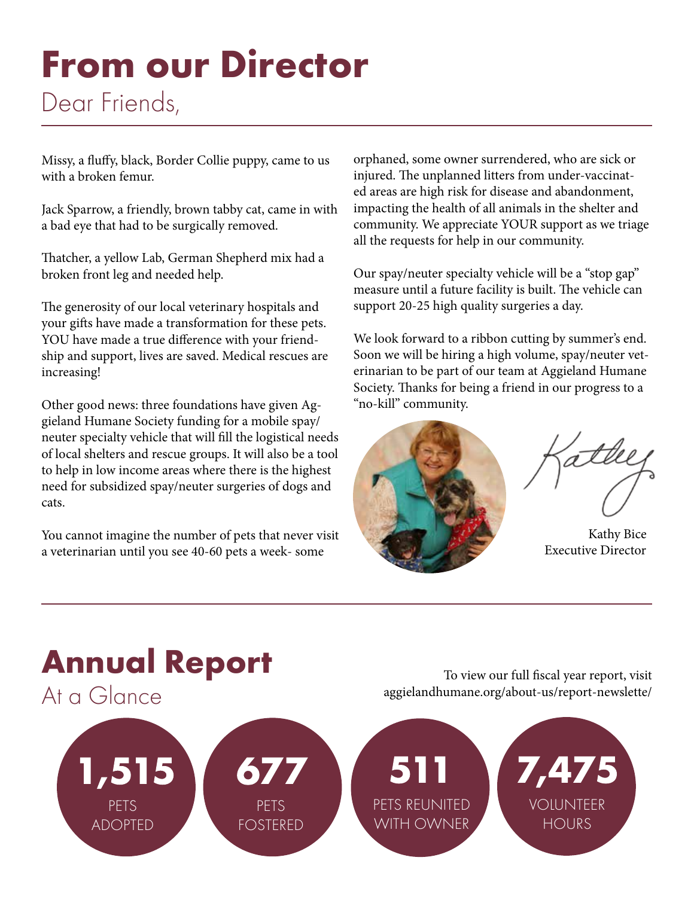# From our Director

Dear Friends,

Missy, a fluffy, black, Border Collie puppy, came to us with a broken femur.

Jack Sparrow, a friendly, brown tabby cat, came in with a bad eye that had to be surgically removed.

Thatcher, a yellow Lab, German Shepherd mix had a broken front leg and needed help.

The generosity of our local veterinary hospitals and your gifts have made a transformation for these pets. YOU have made a true difference with your friendship and support, lives are saved. Medical rescues are increasing!

Other good news: three foundations have given Aggieland Humane Society funding for a mobile spay/neuter specialty vehicle that will fill the logistical needs of local shelters and rescue groups. It will also be a tool to help in low income areas where there is the highest need for subsidized spay/neuter surgeries of dogs and cats.

You cannot imagine the number of pets that never visit a veterinarian until you see 40-60 pets a week- some orphaned, some owner surrendered, who are sick or injured. The unplanned litters from under-vaccinated areas are high risk for disease and abandonment, impacting the health of all animals in the shelter and community. We appreciate YOUR support as we triage all the requests for help in our community.

Our spay/neuter specialty vehicle will be a "stop gap" measure until a future facility is built. The vehicle can support 20-25 high quality surgeries a day.

We look forward to a ribbon cutting by summer's end. Soon we will be hiring a high volume, spay/neuter veterinarian to be part of our team at Aggieland Humane Society. Thanks for being a friend in our progress to a "no-kill" community.

Kathy

Kathy Bice
Executive Director

# Annual Report

At a Glance

To view our full fiscal year report, visit aggielandhumane.org/about-us/report-newslette/

**1,515** PETS ADOPTED

**677** PETS FOSTERED

**511** PETS REUNITED WITH OWNER

**7,475** VOLUNTEER HOURS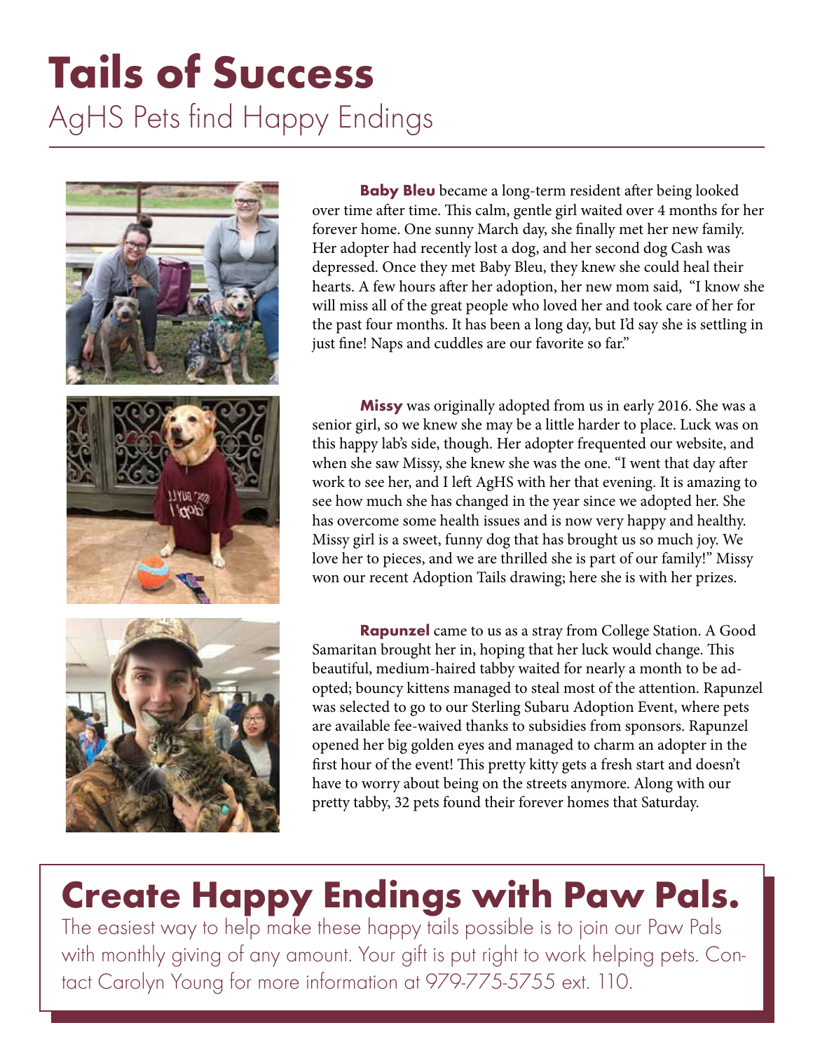# Tails of Success

## AgHS Pets find Happy Endings

**Baby Bleu** became a long-term resident after being looked over time after time. This calm, gentle girl waited over 4 months for her forever home. One sunny March day, she finally met her new family. Her adopter had recently lost a dog, and her second dog Cash was depressed. Once they met Baby Bleu, they knew she could heal their hearts. A few hours after her adoption, her new mom said, "I know she will miss all of the great people who loved her and took care of her for the past four months. It has been a long day, but I'd say she is settling in just fine! Naps and cuddles are our favorite so far."

**Missy** was originally adopted from us in early 2016. She was a senior girl, so we knew she may be a little harder to place. Luck was on this happy lab's side, though. Her adopter frequented our website, and when she saw Missy, she knew she was the one. "I went that day after work to see her, and I left AgHS with her that evening. It is amazing to see how much she has changed in the year since we adopted her. She has overcome some health issues and is now very happy and healthy. Missy girl is a sweet, funny dog that has brought us so much joy. We love her to pieces, and we are thrilled she is part of our family!" Missy won our recent Adoption Tails drawing; here she is with her prizes.

**Rapunzel** came to us as a stray from College Station. A Good Samaritan brought her in, hoping that her luck would change. This beautiful, medium-haired tabby waited for nearly a month to be adopted; bouncy kittens managed to steal most of the attention. Rapunzel was selected to go to our Sterling Subaru Adoption Event, where pets are available fee-waived thanks to subsidies from sponsors. Rapunzel opened her big golden eyes and managed to charm an adopter in the first hour of the event! This pretty kitty gets a fresh start and doesn't have to worry about being on the streets anymore. Along with our pretty tabby, 32 pets found their forever homes that Saturday.

## Create Happy Endings with Paw Pals.

The easiest way to help make these happy tails possible is to join our Paw Pals with monthly giving of any amount. Your gift is put right to work helping pets. Contact Carolyn Young for more information at 979-775-5755 ext. 110.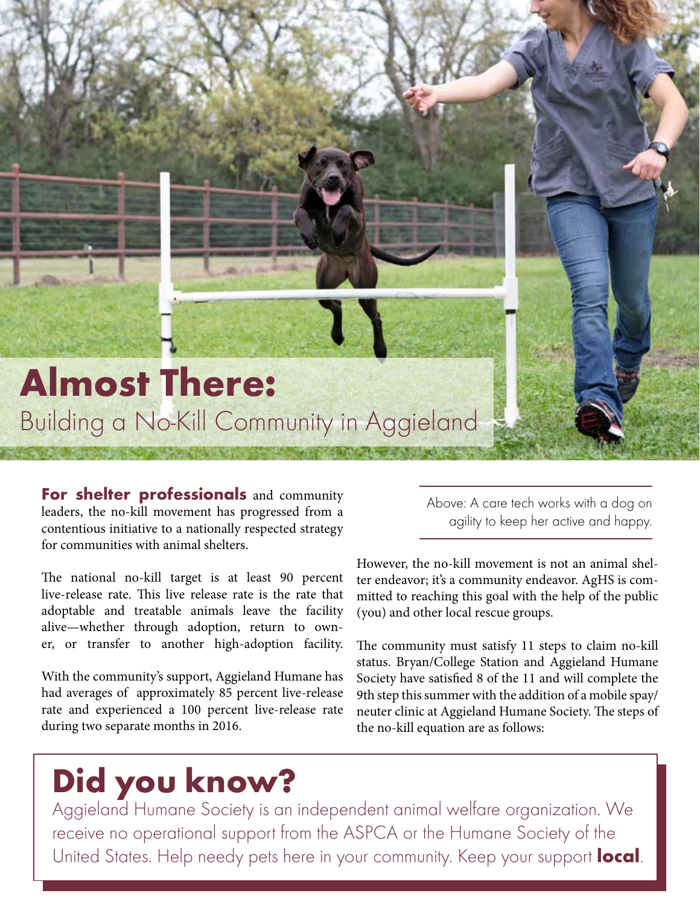# Almost There:

## Building a No-Kill Community in Aggieland

Above: A care tech works with a dog on agility to keep her active and happy.

**For shelter professionals** and community leaders, the no-kill movement has progressed from a contentious initiative to a nationally respected strategy for communities with animal shelters.

The national no-kill target is at least 90 percent live-release rate. This live release rate is the rate that adoptable and treatable animals leave the facility alive—whether through adoption, return to owner, or transfer to another high-adoption facility.

With the community's support, Aggieland Humane has had averages of approximately 85 percent live-release rate and experienced a 100 percent live-release rate during two separate months in 2016.

However, the no-kill movement is not an animal shelter endeavor; it's a community endeavor. AgHS is committed to reaching this goal with the help of the public (you) and other local rescue groups.

The community must satisfy 11 steps to claim no-kill status. Bryan/College Station and Aggieland Humane Society have satisfied 8 of the 11 and will complete the 9th step this summer with the addition of a mobile spay/neuter clinic at Aggieland Humane Society. The steps of the no-kill equation are as follows:

## Did you know?

Aggieland Humane Society is an independent animal welfare organization. We receive no operational support from the ASPCA or the Humane Society of the United States. Help needy pets here in your community. Keep your support **local**.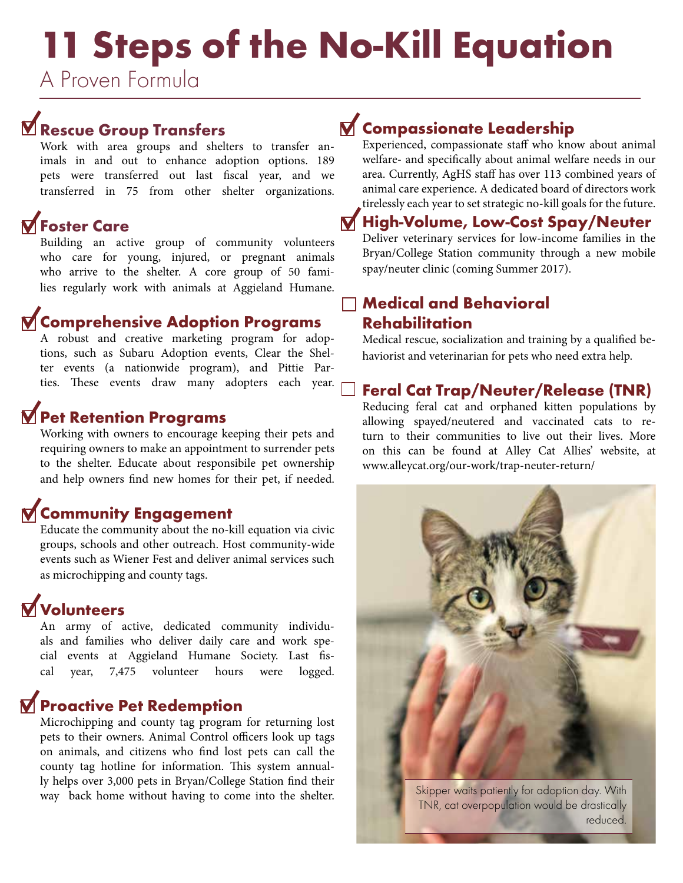# 11 Steps of the No-Kill Equation

A Proven Formula

## ☑ Rescue Group Transfers

Work with area groups and shelters to transfer animals in and out to enhance adoption options. 189 pets were transferred out last fiscal year, and we transferred in 75 from other shelter organizations.

## ☑ Foster Care

Building an active group of community volunteers who care for young, injured, or pregnant animals who arrive to the shelter. A core group of 50 families regularly work with animals at Aggieland Humane.

## ☑ Comprehensive Adoption Programs

A robust and creative marketing program for adoptions, such as Subaru Adoption events, Clear the Shelter events (a nationwide program), and Pittie Parties. These events draw many adopters each year.

## ☑ Pet Retention Programs

Working with owners to encourage keeping their pets and requiring owners to make an appointment to surrender pets to the shelter. Educate about responsibile pet ownership and help owners find new homes for their pet, if needed.

## ☑ Community Engagement

Educate the community about the no-kill equation via civic groups, schools and other outreach. Host community-wide events such as Wiener Fest and deliver animal services such as microchipping and county tags.

## ☑ Volunteers

An army of active, dedicated community individuals and families who deliver daily care and work special events at Aggieland Humane Society. Last fiscal year, 7,475 volunteer hours were logged.

## ☑ Proactive Pet Redemption

Microchipping and county tag program for returning lost pets to their owners. Animal Control officers look up tags on animals, and citizens who find lost pets can call the county tag hotline for information. This system annually helps over 3,000 pets in Bryan/College Station find their way back home without having to come into the shelter.

## ☑ Compassionate Leadership

Experienced, compassionate staff who know about animal welfare- and specifically about animal welfare needs in our area. Currently, AgHS staff has over 113 combined years of animal care experience. A dedicated board of directors work tirelessly each year to set strategic no-kill goals for the future.

## ☑ High-Volume, Low-Cost Spay/Neuter

Deliver veterinary services for low-income families in the Bryan/College Station community through a new mobile spay/neuter clinic (coming Summer 2017).

## ☐ Medical and Behavioral Rehabilitation

Medical rescue, socialization and training by a qualified behaviorist and veterinarian for pets who need extra help.

## ☐ Feral Cat Trap/Neuter/Release (TNR)

Reducing feral cat and orphaned kitten populations by allowing spayed/neutered and vaccinated cats to return to their communities to live out their lives. More on this can be found at Alley Cat Allies' website, at www.alleycat.org/our-work/trap-neuter-return/

Skipper waits patiently for adoption day. With TNR, cat overpopulation would be drastically reduced.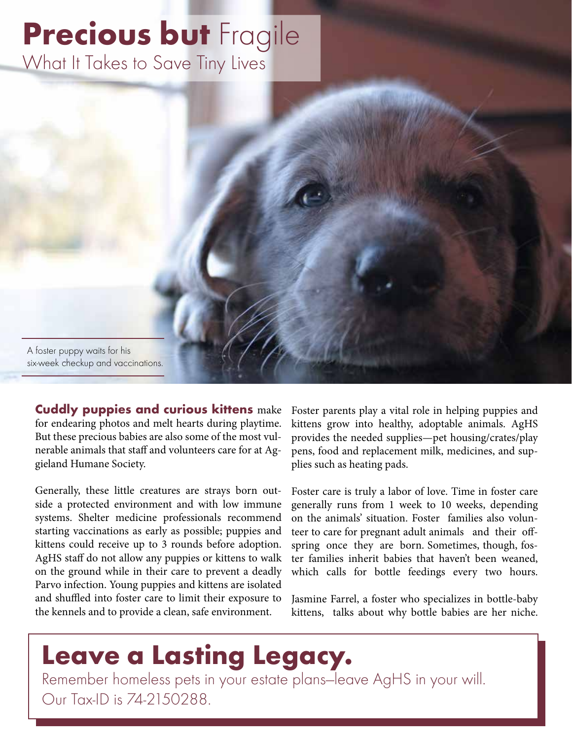# **Precious but** Fragile

## What It Takes to Save Tiny Lives

A foster puppy waits for his six-week checkup and vaccinations.

**Cuddly puppies and curious kittens** make for endearing photos and melt hearts during playtime. But these precious babies are also some of the most vulnerable animals that staff and volunteers care for at Aggieland Humane Society.

Generally, these little creatures are strays born outside a protected environment and with low immune systems. Shelter medicine professionals recommend starting vaccinations as early as possible; puppies and kittens could receive up to 3 rounds before adoption. AgHS staff do not allow any puppies or kittens to walk on the ground while in their care to prevent a deadly Parvo infection. Young puppies and kittens are isolated and shuffled into foster care to limit their exposure to the kennels and to provide a clean, safe environment.

Foster parents play a vital role in helping puppies and kittens grow into healthy, adoptable animals. AgHS provides the needed supplies—pet housing/crates/play pens, food and replacement milk, medicines, and supplies such as heating pads.

Foster care is truly a labor of love. Time in foster care generally runs from 1 week to 10 weeks, depending on the animals' situation. Foster families also volunteer to care for pregnant adult animals and their offspring once they are born. Sometimes, though, foster families inherit babies that haven't been weaned, which calls for bottle feedings every two hours.

Jasmine Farrel, a foster who specializes in bottle-baby kittens, talks about why bottle babies are her niche.

## Leave a Lasting Legacy.

Remember homeless pets in your estate plans–leave AgHS in your will. Our Tax-ID is 74-2150288.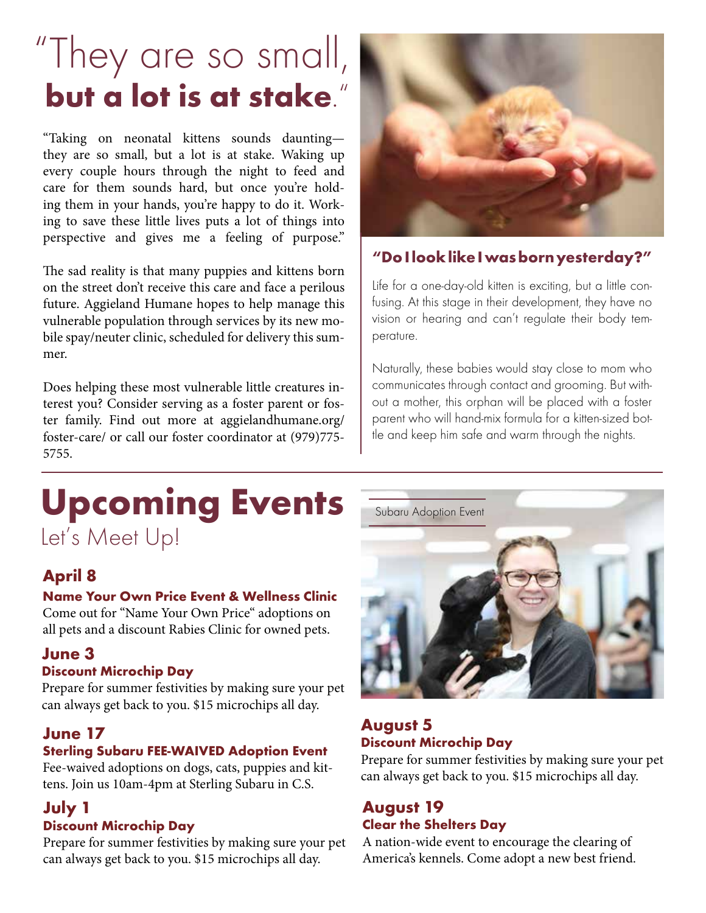# "They are so small, **but a lot is at stake**."

"Taking on neonatal kittens sounds daunting—they are so small, but a lot is at stake. Waking up every couple hours through the night to feed and care for them sounds hard, but once you're holding them in your hands, you're happy to do it. Working to save these little lives puts a lot of things into perspective and gives me a feeling of purpose."

The sad reality is that many puppies and kittens born on the street don't receive this care and face a perilous future. Aggieland Humane hopes to help manage this vulnerable population through services by its new mobile spay/neuter clinic, scheduled for delivery this summer.

Does helping these most vulnerable little creatures interest you? Consider serving as a foster parent or foster family. Find out more at aggielandhumane.org/foster-care/ or call our foster coordinator at (979)775-5755.

### "Do I look like I was born yesterday?"

Life for a one-day-old kitten is exciting, but a little confusing. At this stage in their development, they have no vision or hearing and can't regulate their body temperature.

Naturally, these babies would stay close to mom who communicates through contact and grooming. But without a mother, this orphan will be placed with a foster parent who will hand-mix formula for a kitten-sized bottle and keep him safe and warm through the nights.

# Upcoming Events

Let's Meet Up!

### April 8

**Name Your Own Price Event & Wellness Clinic**

Come out for "Name Your Own Price" adoptions on all pets and a discount Rabies Clinic for owned pets.

### June 3

**Discount Microchip Day**

Prepare for summer festivities by making sure your pet can always get back to you. $15 microchips all day.

### June 17

**Sterling Subaru FEE-WAIVED Adoption Event**

Fee-waived adoptions on dogs, cats, puppies and kittens. Join us 10am-4pm at Sterling Subaru in C.S.

### July 1

**Discount Microchip Day**

Prepare for summer festivities by making sure your pet can always get back to you. $15 microchips all day.

Subaru Adoption Event

### August 5

**Discount Microchip Day**

Prepare for summer festivities by making sure your pet can always get back to you. $15 microchips all day.

### August 19

**Clear the Shelters Day**

A nation-wide event to encourage the clearing of America's kennels. Come adopt a new best friend.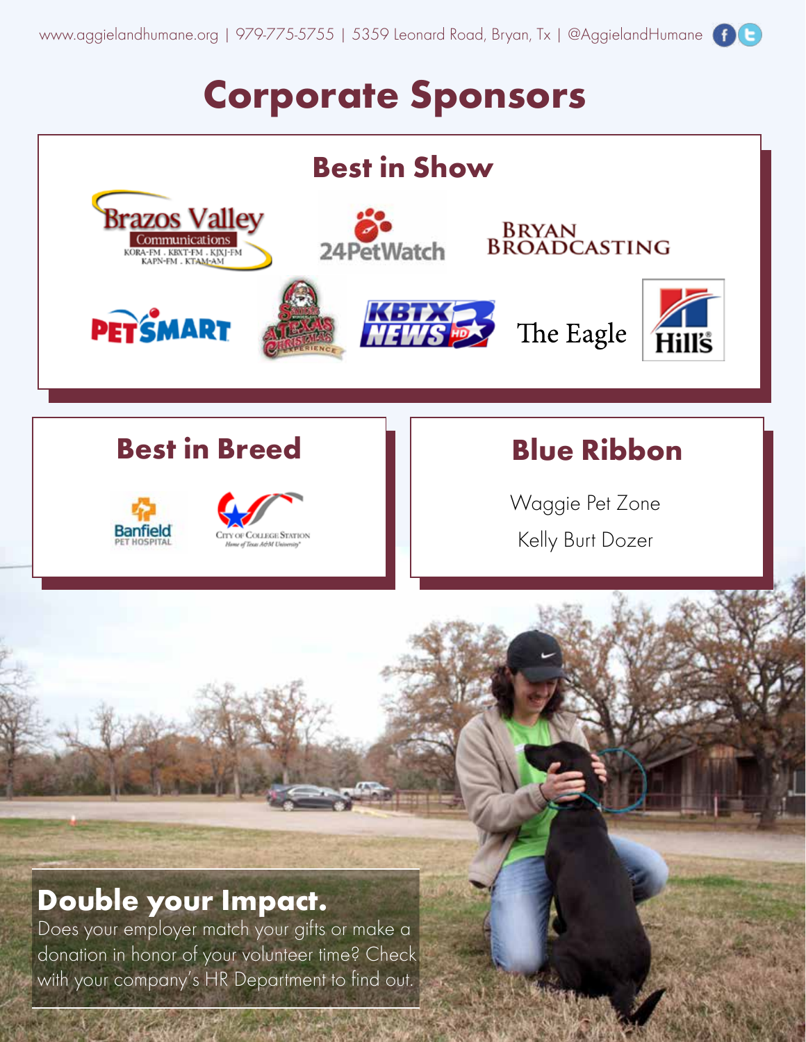www.aggielandhumane.org | 979-775-5755 | 5359 Leonard Road, Bryan, Tx | @AggielandHumane

# Corporate Sponsors

## Best in Show

Brazos Valley Communications
KORA-FM . KBXT-FM . KJXJ-FM
KAPN-FM . KTAM-AM

24PetWatch

Bryan Broadcasting

PetSmart

Santa's Wonderland A Texas Christmas Experience

KBTX News 3 HD

The Eagle

Hill's

## Best in Breed

Banfield Pet Hospital

City of College Station
Home of Texas A&M University

## Blue Ribbon

Waggie Pet Zone

Kelly Burt Dozer

## Double your Impact.

Does your employer match your gifts or make a donation in honor of your volunteer time? Check with your company's HR Department to find out.